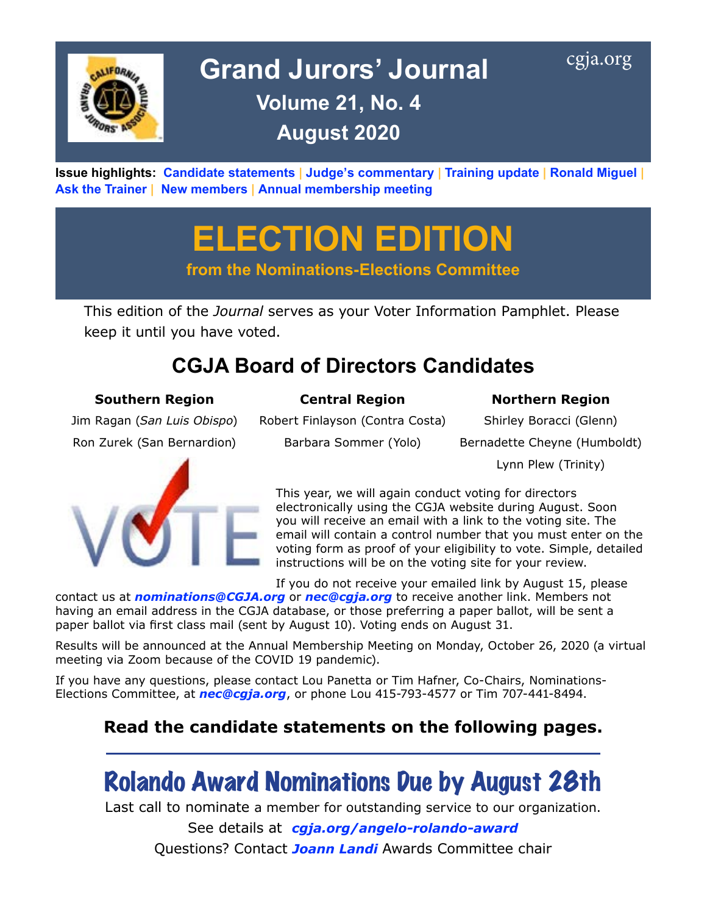# Grand Jurors' Journal

cgja.org

**Volume 21, No. 4**

**August 2020**

**Issue highlights:** Candidate statements | Judge's commentary | Training update | Ronald Miguel | Ask the Trainer | New members | Annual membership meeting

# ELECTION EDITION

**from the Nominations-Elections Committee**

This edition of the *Journal* serves as your Voter Information Pamphlet. Please keep it until you have voted.

## CGJA Board of Directors Candidates

| Southern Region | Central Region | Northern Region |
|---|---|---|
| Jim Ragan (*San Luis Obispo*) | Robert Finlayson (Contra Costa) | Shirley Boracci (Glenn) |
| Ron Zurek (San Bernardion) | Barbara Sommer (Yolo) | Bernadette Cheyne (Humboldt) |
| | | Lynn Plew (Trinity) |

This year, we will again conduct voting for directors electronically using the CGJA website during August. Soon you will receive an email with a link to the voting site. The email will contain a control number that you must enter on the voting form as proof of your eligibility to vote. Simple, detailed instructions will be on the voting site for your review.

If you do not receive your emailed link by August 15, please contact us at ***nominations@CGJA.org*** or ***nec@cgja.org*** to receive another link. Members not having an email address in the CGJA database, or those preferring a paper ballot, will be sent a paper ballot via first class mail (sent by August 10). Voting ends on August 31.

Results will be announced at the Annual Membership Meeting on Monday, October 26, 2020 (a virtual meeting via Zoom because of the COVID 19 pandemic).

If you have any questions, please contact Lou Panetta or Tim Hafner, Co-Chairs, Nominations-Elections Committee, at ***nec@cgja.org***, or phone Lou 415-793-4577 or Tim 707-441-8494.

**Read the candidate statements on the following pages.**

---

## Rolando Award Nominations Due by August 28th

Last call to nominate a member for outstanding service to our organization.

See details at ***cgja.org/angelo-rolando-award***

Questions? Contact ***Joann Landi*** Awards Committee chair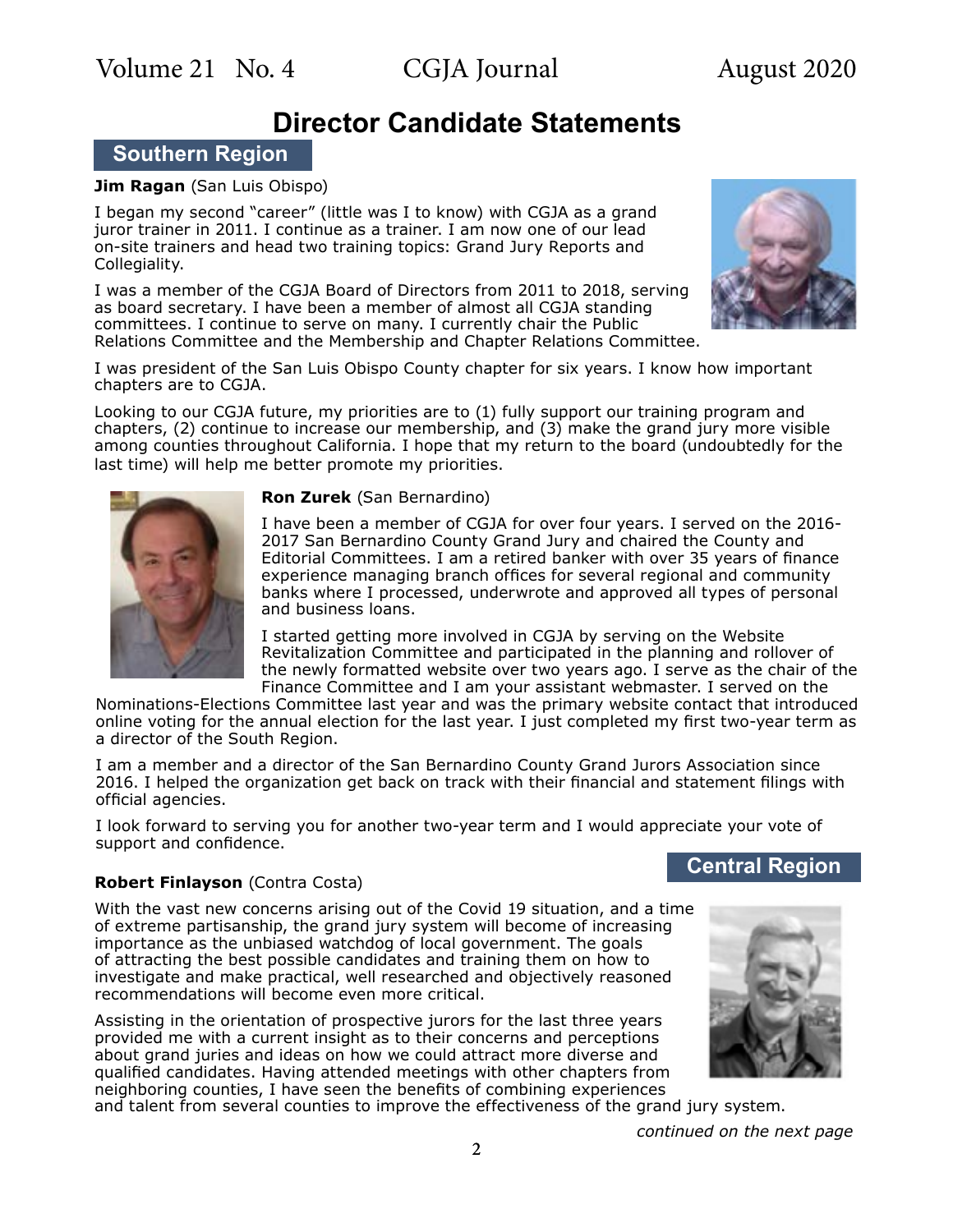# Director Candidate Statements

## Southern Region

**Jim Ragan** (San Luis Obispo)

I began my second "career" (little was I to know) with CGJA as a grand juror trainer in 2011. I continue as a trainer. I am now one of our lead on-site trainers and head two training topics: Grand Jury Reports and Collegiality.

I was a member of the CGJA Board of Directors from 2011 to 2018, serving as board secretary. I have been a member of almost all CGJA standing committees. I continue to serve on many. I currently chair the Public Relations Committee and the Membership and Chapter Relations Committee.

I was president of the San Luis Obispo County chapter for six years. I know how important chapters are to CGJA.

Looking to our CGJA future, my priorities are to (1) fully support our training program and chapters, (2) continue to increase our membership, and (3) make the grand jury more visible among counties throughout California. I hope that my return to the board (undoubtedly for the last time) will help me better promote my priorities.

**Ron Zurek** (San Bernardino)

I have been a member of CGJA for over four years. I served on the 2016-2017 San Bernardino County Grand Jury and chaired the County and Editorial Committees. I am a retired banker with over 35 years of finance experience managing branch offices for several regional and community banks where I processed, underwrote and approved all types of personal and business loans.

I started getting more involved in CGJA by serving on the Website Revitalization Committee and participated in the planning and rollover of the newly formatted website over two years ago. I serve as the chair of the Finance Committee and I am your assistant webmaster. I served on the Nominations-Elections Committee last year and was the primary website contact that introduced online voting for the annual election for the last year. I just completed my first two-year term as a director of the South Region.

I am a member and a director of the San Bernardino County Grand Jurors Association since 2016. I helped the organization get back on track with their financial and statement filings with official agencies.

I look forward to serving you for another two-year term and I would appreciate your vote of support and confidence.

## Central Region

**Robert Finlayson** (Contra Costa)

With the vast new concerns arising out of the Covid 19 situation, and a time of extreme partisanship, the grand jury system will become of increasing importance as the unbiased watchdog of local government. The goals of attracting the best possible candidates and training them on how to investigate and make practical, well researched and objectively reasoned recommendations will become even more critical.

Assisting in the orientation of prospective jurors for the last three years provided me with a current insight as to their concerns and perceptions about grand juries and ideas on how we could attract more diverse and qualified candidates. Having attended meetings with other chapters from neighboring counties, I have seen the benefits of combining experiences and talent from several counties to improve the effectiveness of the grand jury system.

*continued on the next page*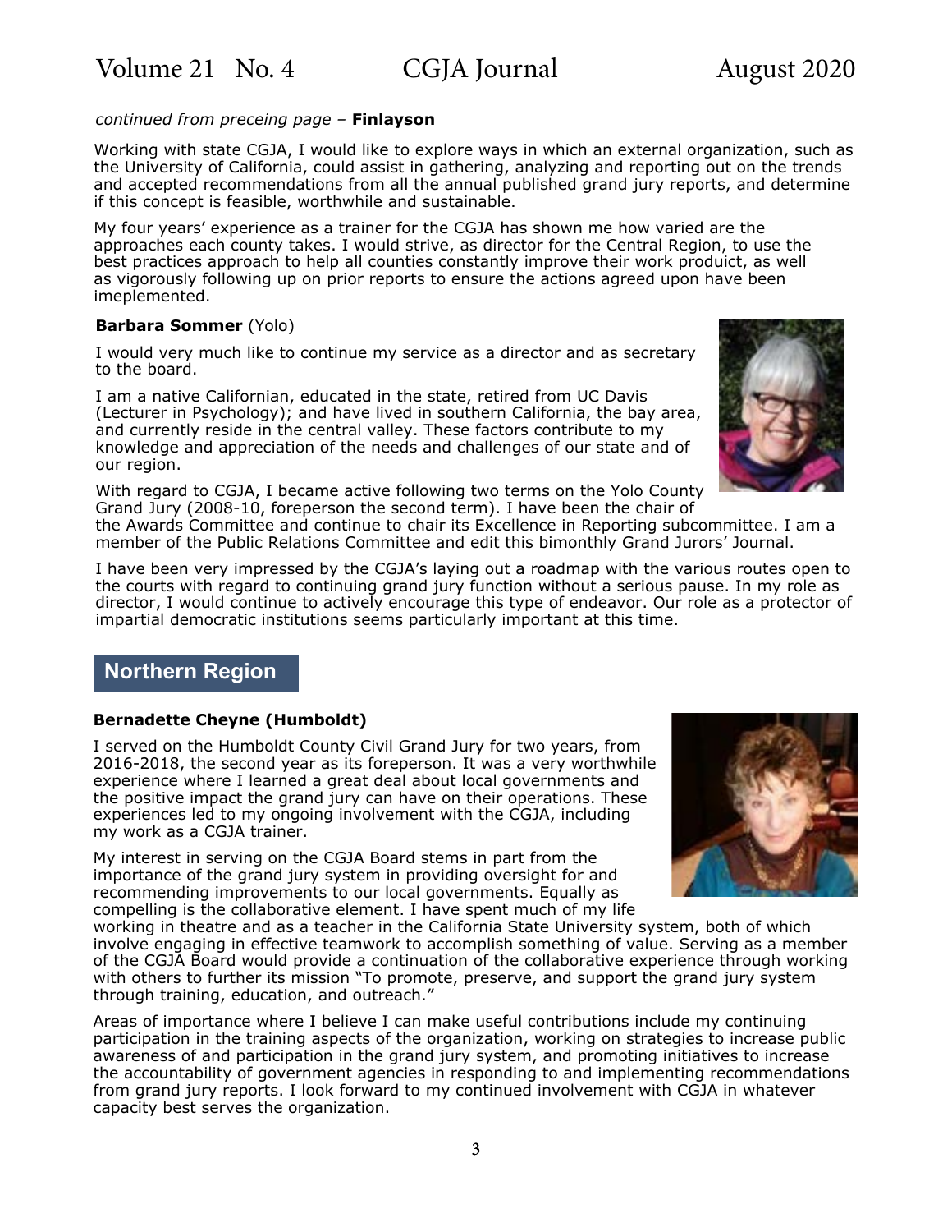*continued from preceing page* – **Finlayson**

Working with state CGJA, I would like to explore ways in which an external organization, such as the University of California, could assist in gathering, analyzing and reporting out on the trends and accepted recommendations from all the annual published grand jury reports, and determine if this concept is feasible, worthwhile and sustainable.

My four years' experience as a trainer for the CGJA has shown me how varied are the approaches each county takes. I would strive, as director for the Central Region, to use the best practices approach to help all counties constantly improve their work produict, as well as vigorously following up on prior reports to ensure the actions agreed upon have been imeplemented.

**Barbara Sommer** (Yolo)

I would very much like to continue my service as a director and as secretary to the board.

I am a native Californian, educated in the state, retired from UC Davis (Lecturer in Psychology); and have lived in southern California, the bay area, and currently reside in the central valley. These factors contribute to my knowledge and appreciation of the needs and challenges of our state and of our region.

With regard to CGJA, I became active following two terms on the Yolo County Grand Jury (2008-10, foreperson the second term). I have been the chair of the Awards Committee and continue to chair its Excellence in Reporting subcommittee. I am a member of the Public Relations Committee and edit this bimonthly Grand Jurors' Journal.

I have been very impressed by the CGJA's laying out a roadmap with the various routes open to the courts with regard to continuing grand jury function without a serious pause. In my role as director, I would continue to actively encourage this type of endeavor. Our role as a protector of impartial democratic institutions seems particularly important at this time.

## Northern Region

**Bernadette Cheyne (Humboldt)**

I served on the Humboldt County Civil Grand Jury for two years, from 2016-2018, the second year as its foreperson. It was a very worthwhile experience where I learned a great deal about local governments and the positive impact the grand jury can have on their operations. These experiences led to my ongoing involvement with the CGJA, including my work as a CGJA trainer.

My interest in serving on the CGJA Board stems in part from the importance of the grand jury system in providing oversight for and recommending improvements to our local governments. Equally as compelling is the collaborative element. I have spent much of my life working in theatre and as a teacher in the California State University system, both of which involve engaging in effective teamwork to accomplish something of value. Serving as a member of the CGJA Board would provide a continuation of the collaborative experience through working with others to further its mission "To promote, preserve, and support the grand jury system through training, education, and outreach."

Areas of importance where I believe I can make useful contributions include my continuing participation in the training aspects of the organization, working on strategies to increase public awareness of and participation in the grand jury system, and promoting initiatives to increase the accountability of government agencies in responding to and implementing recommendations from grand jury reports. I look forward to my continued involvement with CGJA in whatever capacity best serves the organization.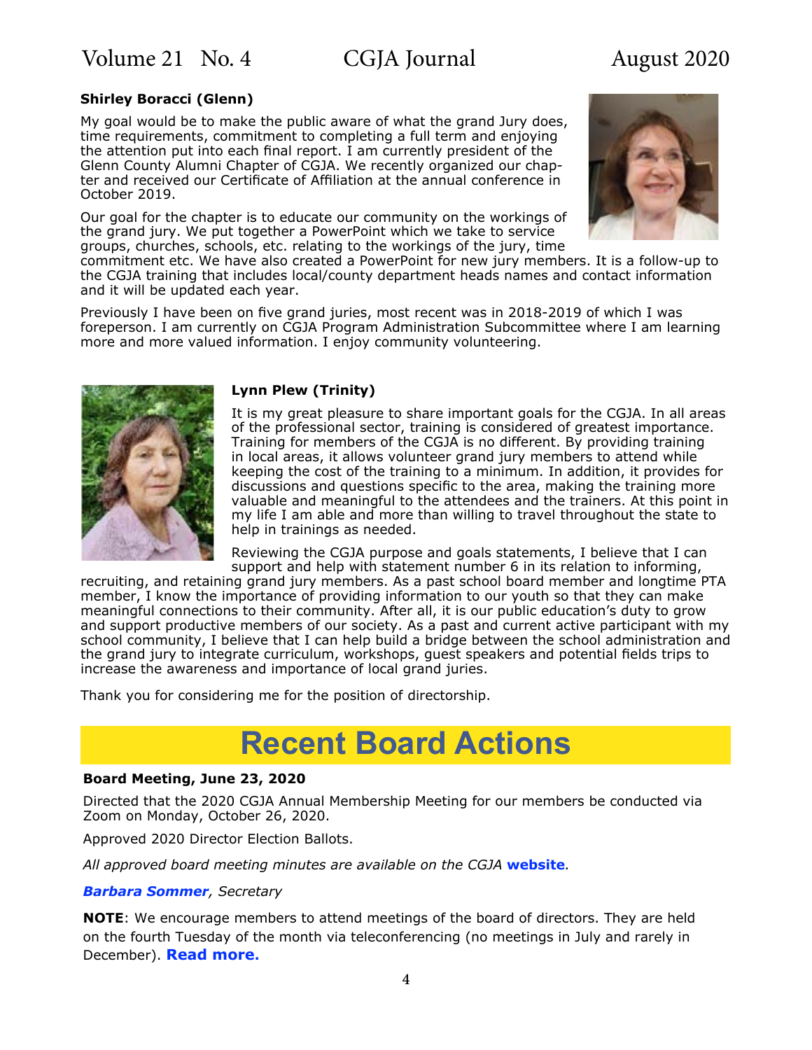**Shirley Boracci (Glenn)**

My goal would be to make the public aware of what the grand Jury does, time requirements, commitment to completing a full term and enjoying the attention put into each final report. I am currently president of the Glenn County Alumni Chapter of CGJA. We recently organized our chapter and received our Certificate of Affiliation at the annual conference in October 2019.

Our goal for the chapter is to educate our community on the workings of the grand jury. We put together a PowerPoint which we take to service groups, churches, schools, etc. relating to the workings of the jury, time commitment etc. We have also created a PowerPoint for new jury members. It is a follow-up to the CGJA training that includes local/county department heads names and contact information and it will be updated each year.

Previously I have been on five grand juries, most recent was in 2018-2019 of which I was foreperson. I am currently on CGJA Program Administration Subcommittee where I am learning more and more valued information. I enjoy community volunteering.

**Lynn Plew (Trinity)**

It is my great pleasure to share important goals for the CGJA. In all areas of the professional sector, training is considered of greatest importance. Training for members of the CGJA is no different. By providing training in local areas, it allows volunteer grand jury members to attend while keeping the cost of the training to a minimum. In addition, it provides for discussions and questions specific to the area, making the training more valuable and meaningful to the attendees and the trainers. At this point in my life I am able and more than willing to travel throughout the state to help in trainings as needed.

Reviewing the CGJA purpose and goals statements, I believe that I can support and help with statement number 6 in its relation to informing, recruiting, and retaining grand jury members. As a past school board member and longtime PTA member, I know the importance of providing information to our youth so that they can make meaningful connections to their community. After all, it is our public education's duty to grow and support productive members of our society. As a past and current active participant with my school community, I believe that I can help build a bridge between the school administration and the grand jury to integrate curriculum, workshops, guest speakers and potential fields trips to increase the awareness and importance of local grand juries.

Thank you for considering me for the position of directorship.

# Recent Board Actions

**Board Meeting, June 23, 2020**

Directed that the 2020 CGJA Annual Membership Meeting for our members be conducted via Zoom on Monday, October 26, 2020.

Approved 2020 Director Election Ballots.

*All approved board meeting minutes are available on the CGJA* **website**.

***Barbara Sommer****, Secretary*

**NOTE**: We encourage members to attend meetings of the board of directors. They are held on the fourth Tuesday of the month via teleconferencing (no meetings in July and rarely in December). **Read more.**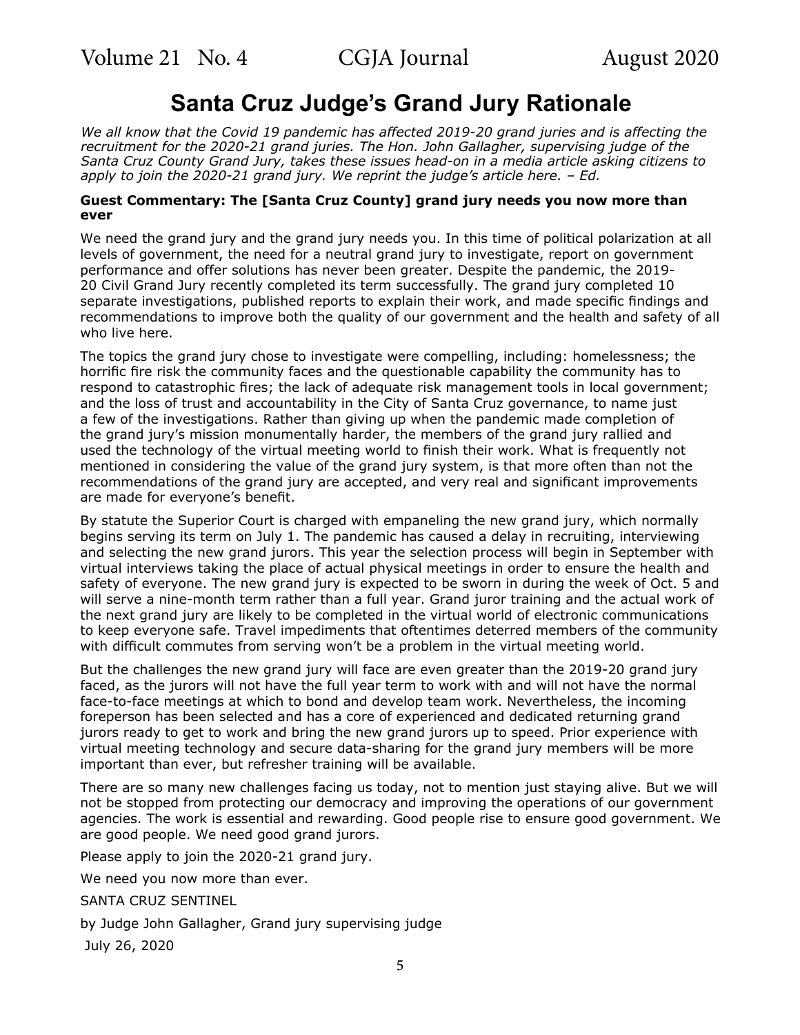# Santa Cruz Judge's Grand Jury Rationale

*We all know that the Covid 19 pandemic has affected 2019-20 grand juries and is affecting the recruitment for the 2020-21 grand juries. The Hon. John Gallagher, supervising judge of the Santa Cruz County Grand Jury, takes these issues head-on in a media article asking citizens to apply to join the 2020-21 grand jury. We reprint the judge's article here. – Ed.*

**Guest Commentary: The [Santa Cruz County] grand jury needs you now more than ever**

We need the grand jury and the grand jury needs you. In this time of political polarization at all levels of government, the need for a neutral grand jury to investigate, report on government performance and offer solutions has never been greater. Despite the pandemic, the 2019-20 Civil Grand Jury recently completed its term successfully. The grand jury completed 10 separate investigations, published reports to explain their work, and made specific findings and recommendations to improve both the quality of our government and the health and safety of all who live here.

The topics the grand jury chose to investigate were compelling, including: homelessness; the horrific fire risk the community faces and the questionable capability the community has to respond to catastrophic fires; the lack of adequate risk management tools in local government; and the loss of trust and accountability in the City of Santa Cruz governance, to name just a few of the investigations. Rather than giving up when the pandemic made completion of the grand jury's mission monumentally harder, the members of the grand jury rallied and used the technology of the virtual meeting world to finish their work. What is frequently not mentioned in considering the value of the grand jury system, is that more often than not the recommendations of the grand jury are accepted, and very real and significant improvements are made for everyone's benefit.

By statute the Superior Court is charged with empaneling the new grand jury, which normally begins serving its term on July 1. The pandemic has caused a delay in recruiting, interviewing and selecting the new grand jurors. This year the selection process will begin in September with virtual interviews taking the place of actual physical meetings in order to ensure the health and safety of everyone. The new grand jury is expected to be sworn in during the week of Oct. 5 and will serve a nine-month term rather than a full year. Grand juror training and the actual work of the next grand jury are likely to be completed in the virtual world of electronic communications to keep everyone safe. Travel impediments that oftentimes deterred members of the community with difficult commutes from serving won't be a problem in the virtual meeting world.

But the challenges the new grand jury will face are even greater than the 2019-20 grand jury faced, as the jurors will not have the full year term to work with and will not have the normal face-to-face meetings at which to bond and develop team work. Nevertheless, the incoming foreperson has been selected and has a core of experienced and dedicated returning grand jurors ready to get to work and bring the new grand jurors up to speed. Prior experience with virtual meeting technology and secure data-sharing for the grand jury members will be more important than ever, but refresher training will be available.

There are so many new challenges facing us today, not to mention just staying alive. But we will not be stopped from protecting our democracy and improving the operations of our government agencies. The work is essential and rewarding. Good people rise to ensure good government. We are good people. We need good grand jurors.

Please apply to join the 2020-21 grand jury.

We need you now more than ever.

SANTA CRUZ SENTINEL

by Judge John Gallagher, Grand jury supervising judge

July 26, 2020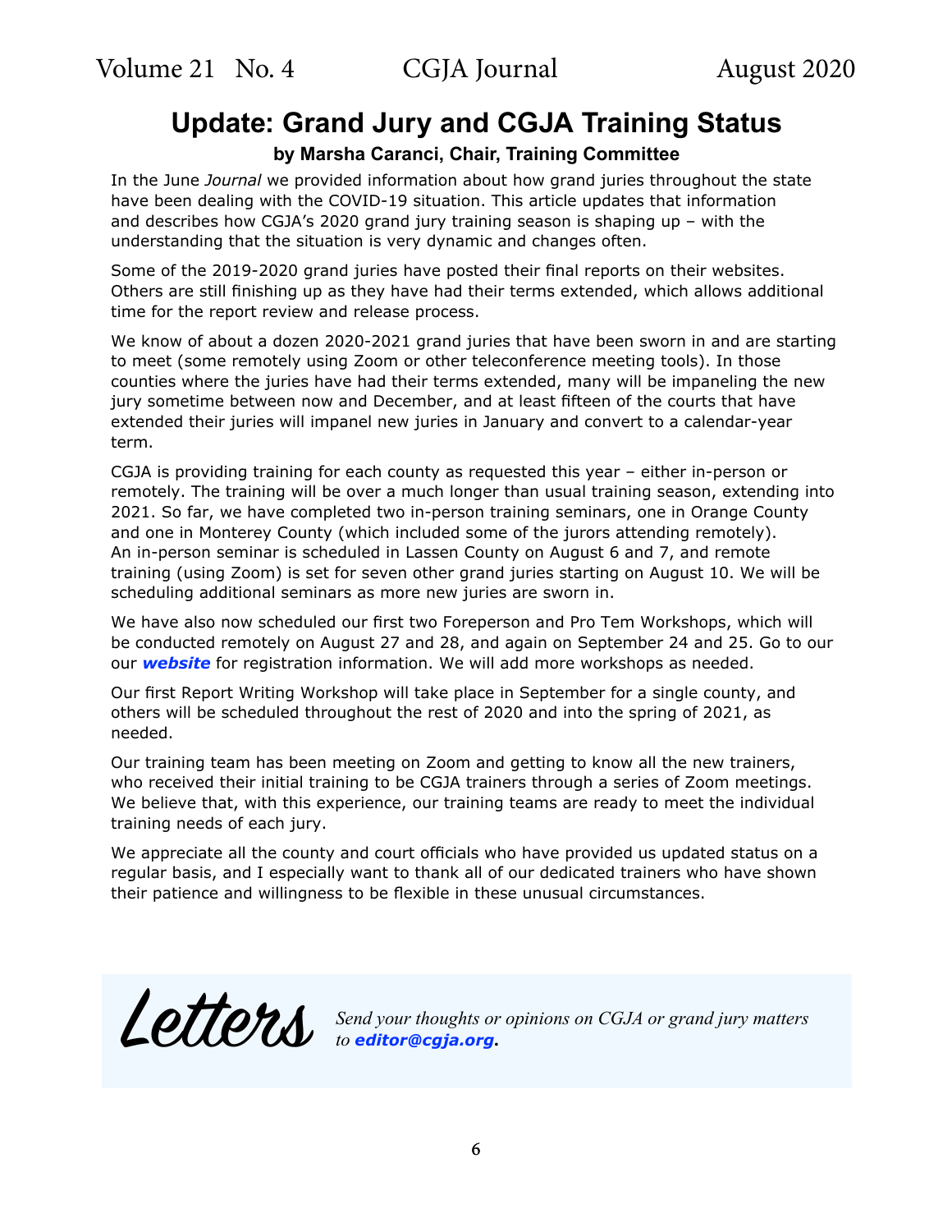# Update: Grand Jury and CGJA Training Status

### by Marsha Caranci, Chair, Training Committee

In the June *Journal* we provided information about how grand juries throughout the state have been dealing with the COVID-19 situation. This article updates that information and describes how CGJA's 2020 grand jury training season is shaping up – with the understanding that the situation is very dynamic and changes often.

Some of the 2019-2020 grand juries have posted their final reports on their websites. Others are still finishing up as they have had their terms extended, which allows additional time for the report review and release process.

We know of about a dozen 2020-2021 grand juries that have been sworn in and are starting to meet (some remotely using Zoom or other teleconference meeting tools). In those counties where the juries have had their terms extended, many will be impaneling the new jury sometime between now and December, and at least fifteen of the courts that have extended their juries will impanel new juries in January and convert to a calendar-year term.

CGJA is providing training for each county as requested this year – either in-person or remotely. The training will be over a much longer than usual training season, extending into 2021. So far, we have completed two in-person training seminars, one in Orange County and one in Monterey County (which included some of the jurors attending remotely). An in-person seminar is scheduled in Lassen County on August 6 and 7, and remote training (using Zoom) is set for seven other grand juries starting on August 10. We will be scheduling additional seminars as more new juries are sworn in.

We have also now scheduled our first two Foreperson and Pro Tem Workshops, which will be conducted remotely on August 27 and 28, and again on September 24 and 25. Go to our our ***website*** for registration information. We will add more workshops as needed.

Our first Report Writing Workshop will take place in September for a single county, and others will be scheduled throughout the rest of 2020 and into the spring of 2021, as needed.

Our training team has been meeting on Zoom and getting to know all the new trainers, who received their initial training to be CGJA trainers through a series of Zoom meetings. We believe that, with this experience, our training teams are ready to meet the individual training needs of each jury.

We appreciate all the county and court officials who have provided us updated status on a regular basis, and I especially want to thank all of our dedicated trainers who have shown their patience and willingness to be flexible in these unusual circumstances.

## Letters

*Send your thoughts or opinions on CGJA or grand jury matters to* ***editor@cgja.org***.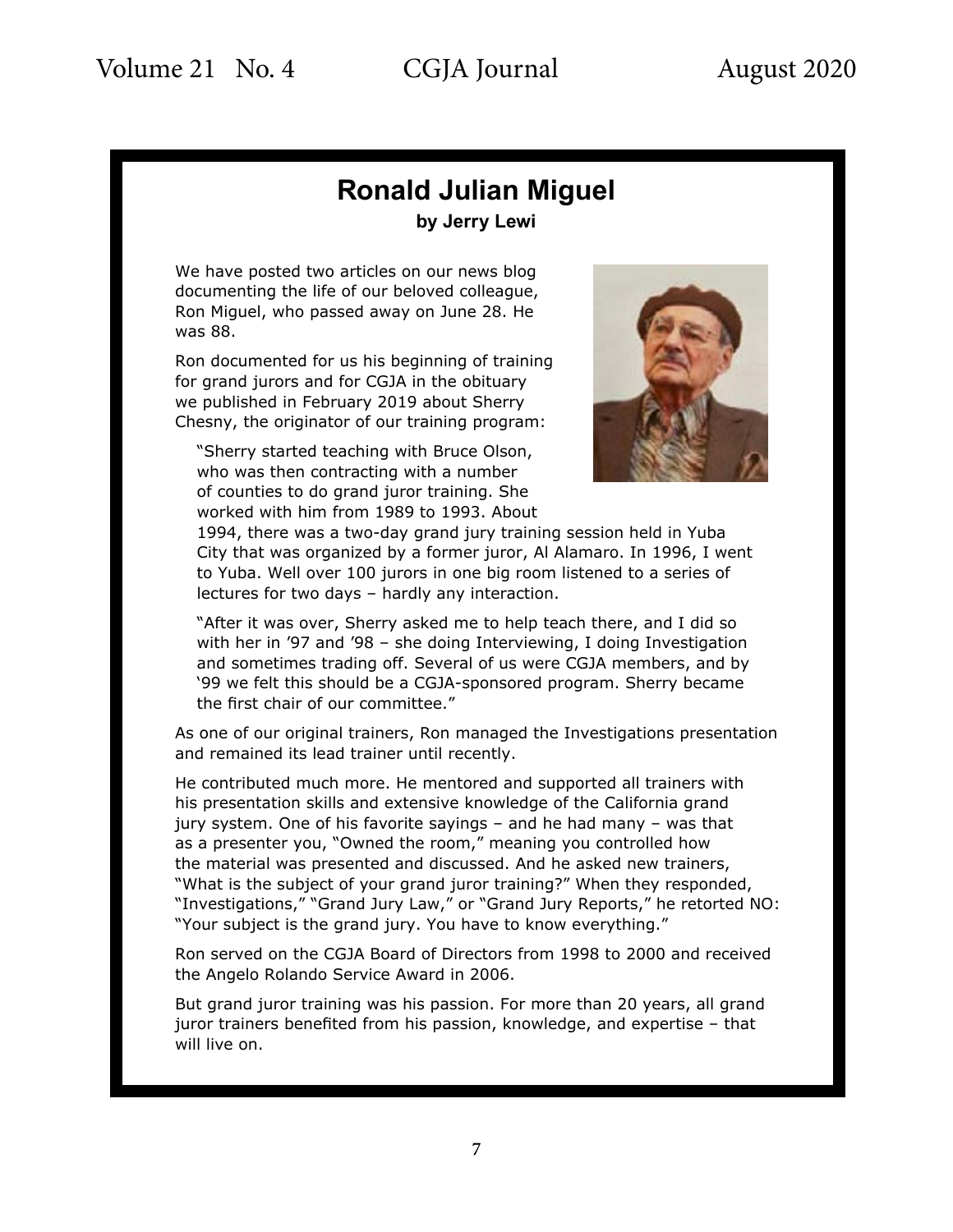# Ronald Julian Miguel

**by Jerry Lewi**

We have posted two articles on our news blog documenting the life of our beloved colleague, Ron Miguel, who passed away on June 28. He was 88.

Ron documented for us his beginning of training for grand jurors and for CGJA in the obituary we published in February 2019 about Sherry Chesny, the originator of our training program:

> "Sherry started teaching with Bruce Olson, who was then contracting with a number of counties to do grand juror training. She worked with him from 1989 to 1993. About 1994, there was a two-day grand jury training session held in Yuba City that was organized by a former juror, Al Alamaro. In 1996, I went to Yuba. Well over 100 jurors in one big room listened to a series of lectures for two days – hardly any interaction.
>
> "After it was over, Sherry asked me to help teach there, and I did so with her in '97 and '98 – she doing Interviewing, I doing Investigation and sometimes trading off. Several of us were CGJA members, and by '99 we felt this should be a CGJA-sponsored program. Sherry became the first chair of our committee."

As one of our original trainers, Ron managed the Investigations presentation and remained its lead trainer until recently.

He contributed much more. He mentored and supported all trainers with his presentation skills and extensive knowledge of the California grand jury system. One of his favorite sayings – and he had many – was that as a presenter you, "Owned the room," meaning you controlled how the material was presented and discussed. And he asked new trainers, "What is the subject of your grand juror training?" When they responded, "Investigations," "Grand Jury Law," or "Grand Jury Reports," he retorted NO: "Your subject is the grand jury. You have to know everything."

Ron served on the CGJA Board of Directors from 1998 to 2000 and received the Angelo Rolando Service Award in 2006.

But grand juror training was his passion. For more than 20 years, all grand juror trainers benefited from his passion, knowledge, and expertise – that will live on.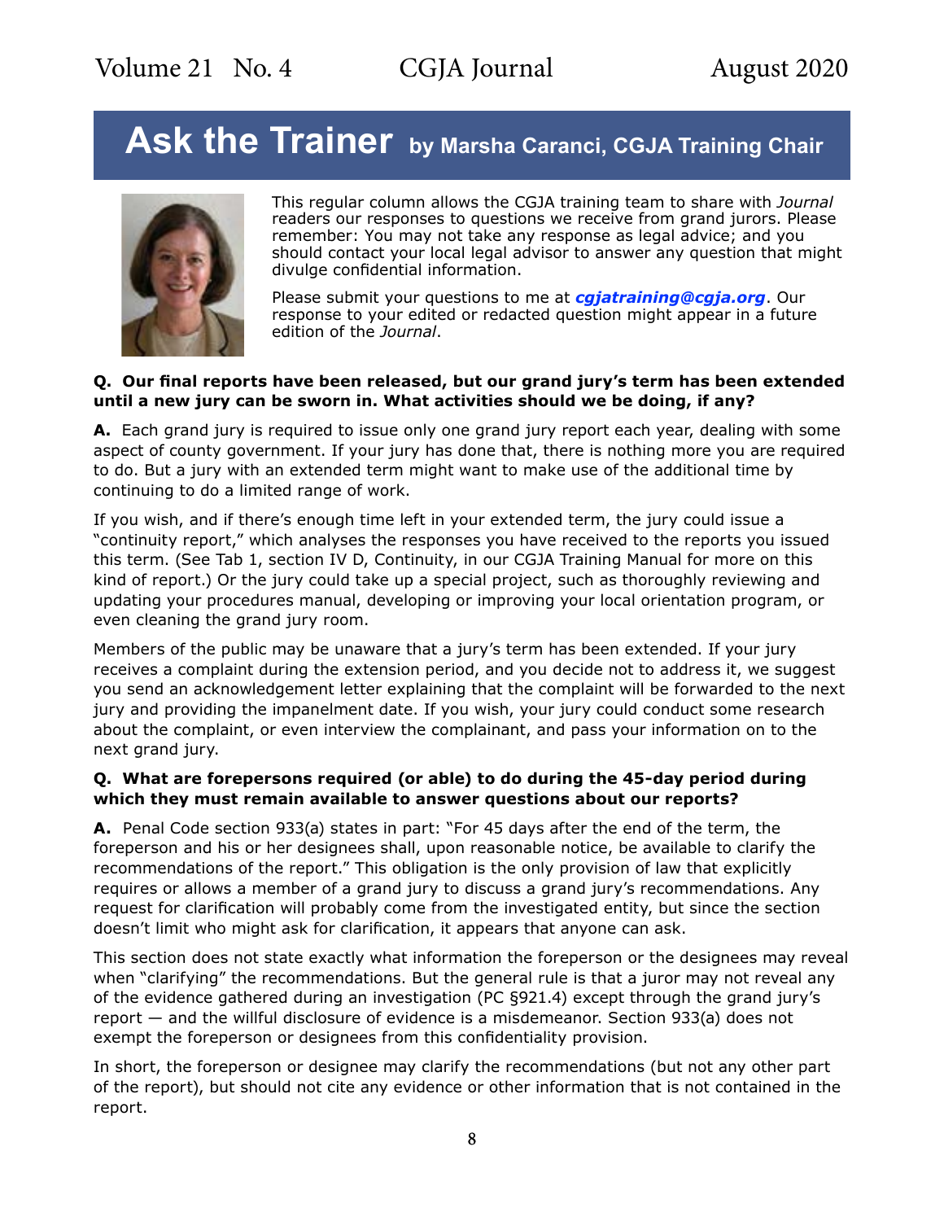# Ask the Trainer by Marsha Caranci, CGJA Training Chair

This regular column allows the CGJA training team to share with *Journal* readers our responses to questions we receive from grand jurors. Please remember: You may not take any response as legal advice; and you should contact your local legal advisor to answer any question that might divulge confidential information.

Please submit your questions to me at ***cgjatraining@cgja.org***. Our response to your edited or redacted question might appear in a future edition of the *Journal*.

**Q. Our final reports have been released, but our grand jury's term has been extended until a new jury can be sworn in. What activities should we be doing, if any?**

**A.** Each grand jury is required to issue only one grand jury report each year, dealing with some aspect of county government. If your jury has done that, there is nothing more you are required to do. But a jury with an extended term might want to make use of the additional time by continuing to do a limited range of work.

If you wish, and if there's enough time left in your extended term, the jury could issue a "continuity report," which analyses the responses you have received to the reports you issued this term. (See Tab 1, section IV D, Continuity, in our CGJA Training Manual for more on this kind of report.) Or the jury could take up a special project, such as thoroughly reviewing and updating your procedures manual, developing or improving your local orientation program, or even cleaning the grand jury room.

Members of the public may be unaware that a jury's term has been extended. If your jury receives a complaint during the extension period, and you decide not to address it, we suggest you send an acknowledgement letter explaining that the complaint will be forwarded to the next jury and providing the impanelment date. If you wish, your jury could conduct some research about the complaint, or even interview the complainant, and pass your information on to the next grand jury.

**Q. What are forepersons required (or able) to do during the 45-day period during which they must remain available to answer questions about our reports?**

**A.** Penal Code section 933(a) states in part: "For 45 days after the end of the term, the foreperson and his or her designees shall, upon reasonable notice, be available to clarify the recommendations of the report." This obligation is the only provision of law that explicitly requires or allows a member of a grand jury to discuss a grand jury's recommendations. Any request for clarification will probably come from the investigated entity, but since the section doesn't limit who might ask for clarification, it appears that anyone can ask.

This section does not state exactly what information the foreperson or the designees may reveal when "clarifying" the recommendations. But the general rule is that a juror may not reveal any of the evidence gathered during an investigation (PC §921.4) except through the grand jury's report — and the willful disclosure of evidence is a misdemeanor. Section 933(a) does not exempt the foreperson or designees from this confidentiality provision.

In short, the foreperson or designee may clarify the recommendations (but not any other part of the report), but should not cite any evidence or other information that is not contained in the report.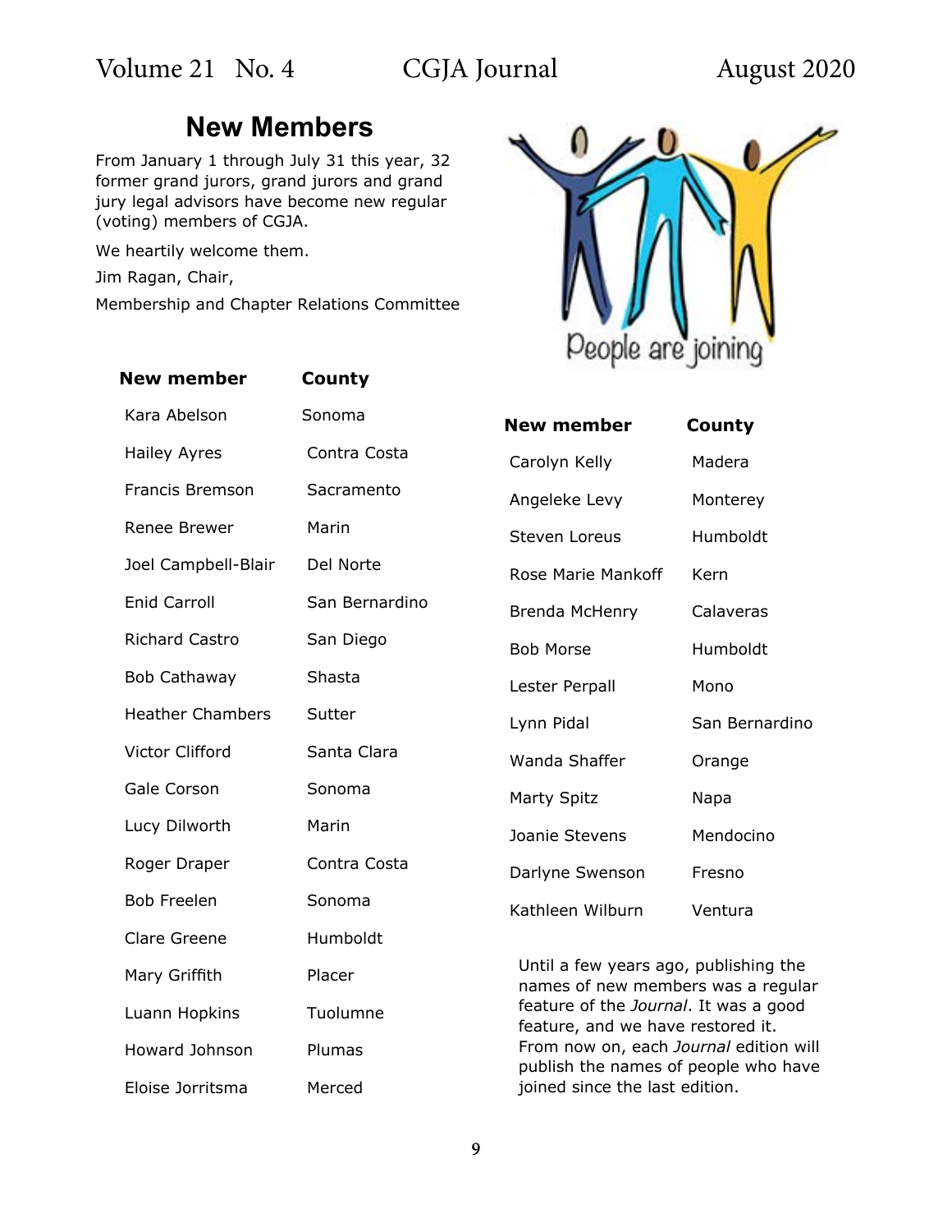## New Members

From January 1 through July 31 this year, 32 former grand jurors, grand jurors and grand jury legal advisors have become new regular (voting) members of CGJA.

We heartily welcome them.

Jim Ragan, Chair,

Membership and Chapter Relations Committee

| New member | County |
|---|---|
| Kara Abelson | Sonoma |
| Hailey Ayres | Contra Costa |
| Francis Bremson | Sacramento |
| Renee Brewer | Marin |
| Joel Campbell-Blair | Del Norte |
| Enid Carroll | San Bernardino |
| Richard Castro | San Diego |
| Bob Cathaway | Shasta |
| Heather Chambers | Sutter |
| Victor Clifford | Santa Clara |
| Gale Corson | Sonoma |
| Lucy Dilworth | Marin |
| Roger Draper | Contra Costa |
| Bob Freelen | Sonoma |
| Clare Greene | Humboldt |
| Mary Griffith | Placer |
| Luann Hopkins | Tuolumne |
| Howard Johnson | Plumas |
| Eloise Jorritsma | Merced |
| Carolyn Kelly | Madera |
| Angeleke Levy | Monterey |
| Steven Loreus | Humboldt |
| Rose Marie Mankoff | Kern |
| Brenda McHenry | Calaveras |
| Bob Morse | Humboldt |
| Lester Perpall | Mono |
| Lynn Pidal | San Bernardino |
| Wanda Shaffer | Orange |
| Marty Spitz | Napa |
| Joanie Stevens | Mendocino |
| Darlyne Swenson | Fresno |
| Kathleen Wilburn | Ventura |

Until a few years ago, publishing the names of new members was a regular feature of the *Journal*. It was a good feature, and we have restored it. From now on, each *Journal* edition will publish the names of people who have joined since the last edition.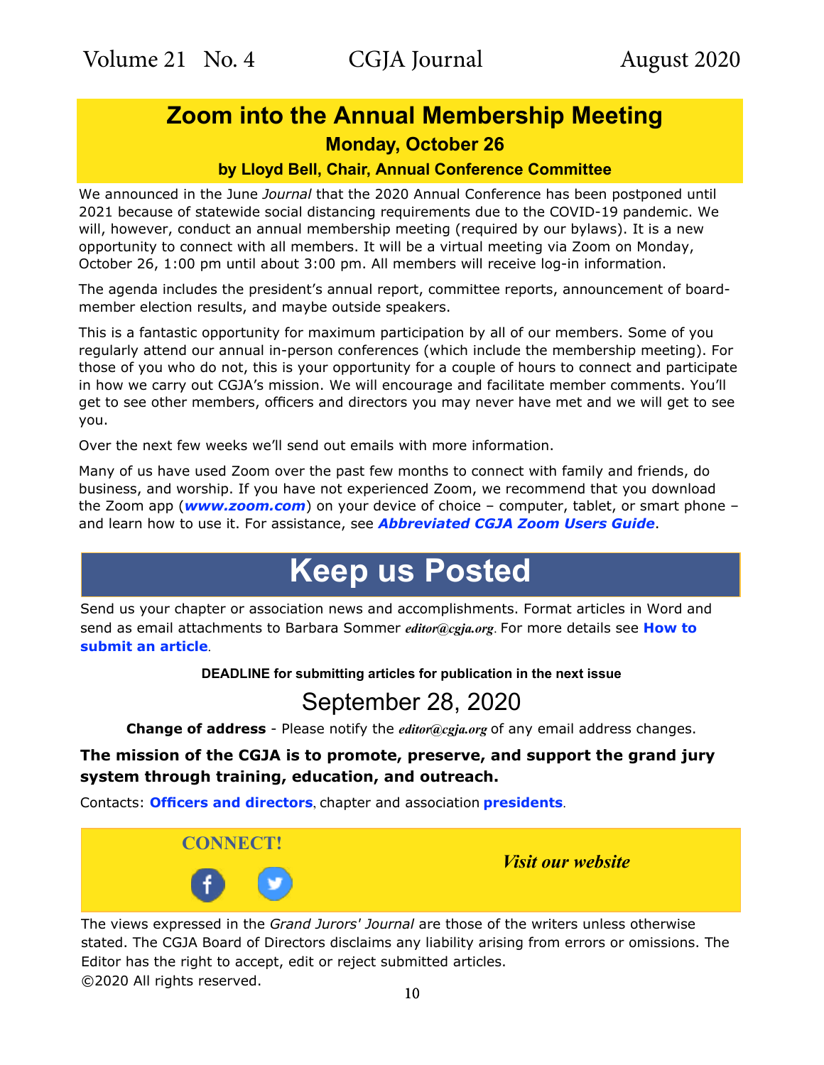# Zoom into the Annual Membership Meeting

## Monday, October 26

### by Lloyd Bell, Chair, Annual Conference Committee

We announced in the June *Journal* that the 2020 Annual Conference has been postponed until 2021 because of statewide social distancing requirements due to the COVID-19 pandemic. We will, however, conduct an annual membership meeting (required by our bylaws). It is a new opportunity to connect with all members. It will be a virtual meeting via Zoom on Monday, October 26, 1:00 pm until about 3:00 pm. All members will receive log-in information.

The agenda includes the president's annual report, committee reports, announcement of board-member election results, and maybe outside speakers.

This is a fantastic opportunity for maximum participation by all of our members. Some of you regularly attend our annual in-person conferences (which include the membership meeting). For those of you who do not, this is your opportunity for a couple of hours to connect and participate in how we carry out CGJA's mission. We will encourage and facilitate member comments. You'll get to see other members, officers and directors you may never have met and we will get to see you.

Over the next few weeks we'll send out emails with more information.

Many of us have used Zoom over the past few months to connect with family and friends, do business, and worship. If you have not experienced Zoom, we recommend that you download the Zoom app (***www.zoom.com***) on your device of choice – computer, tablet, or smart phone – and learn how to use it. For assistance, see ***Abbreviated CGJA Zoom Users Guide***.

# Keep us Posted

Send us your chapter or association news and accomplishments. Format articles in Word and send as email attachments to Barbara Sommer *editor@cgja.org*. For more details see **How to submit an article**.

**DEADLINE for submitting articles for publication in the next issue**

September 28, 2020

**Change of address** - Please notify the *editor@cgja.org* of any email address changes.

**The mission of the CGJA is to promote, preserve, and support the grand jury system through training, education, and outreach.**

Contacts: **Officers and directors**, chapter and association **presidents**.

**CONNECT!**

***Visit our website***

The views expressed in the *Grand Jurors' Journal* are those of the writers unless otherwise stated. The CGJA Board of Directors disclaims any liability arising from errors or omissions. The Editor has the right to accept, edit or reject submitted articles.

©2020 All rights reserved.